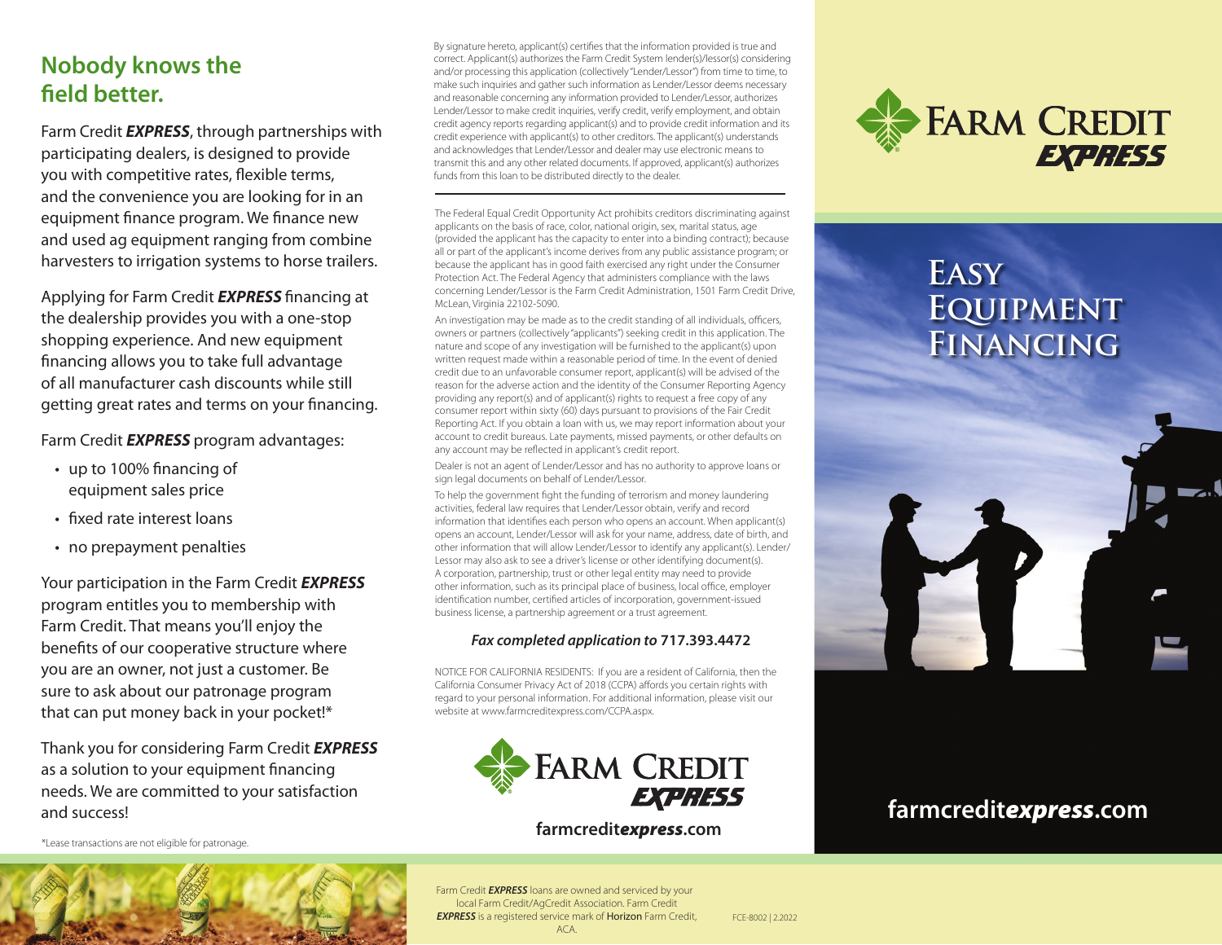## Nobody knows the field better.

Farm Credit ***EXPRESS***, through partnerships with participating dealers, is designed to provide you with competitive rates, flexible terms, and the convenience you are looking for in an equipment finance program. We finance new and used ag equipment ranging from combine harvesters to irrigation systems to horse trailers.

Applying for Farm Credit ***EXPRESS*** financing at the dealership provides you with a one-stop shopping experience. And new equipment financing allows you to take full advantage of all manufacturer cash discounts while still getting great rates and terms on your financing.

Farm Credit ***EXPRESS*** program advantages:

- up to 100% financing of equipment sales price
- fixed rate interest loans
- no prepayment penalties

Your participation in the Farm Credit ***EXPRESS*** program entitles you to membership with Farm Credit. That means you'll enjoy the benefits of our cooperative structure where you are an owner, not just a customer. Be sure to ask about our patronage program that can put money back in your pocket!*

Thank you for considering Farm Credit ***EXPRESS*** as a solution to your equipment financing needs. We are committed to your satisfaction and success!

*Lease transactions are not eligible for patronage.

By signature hereto, applicant(s) certifies that the information provided is true and correct. Applicant(s) authorizes the Farm Credit System lender(s)/lessor(s) considering and/or processing this application (collectively "Lender/Lessor") from time to time, to make such inquiries and gather such information as Lender/Lessor deems necessary and reasonable concerning any information provided to Lender/Lessor, authorizes Lender/Lessor to make credit inquiries, verify credit, verify employment, and obtain credit agency reports regarding applicant(s) and to provide credit information and its credit experience with applicant(s) to other creditors. The applicant(s) understands and acknowledges that Lender/Lessor and dealer may use electronic means to transmit this and any other related documents. If approved, applicant(s) authorizes funds from this loan to be distributed directly to the dealer.

---

The Federal Equal Credit Opportunity Act prohibits creditors discriminating against applicants on the basis of race, color, national origin, sex, marital status, age (provided the applicant has the capacity to enter into a binding contract); because all or part of the applicant's income derives from any public assistance program; or because the applicant has in good faith exercised any right under the Consumer Protection Act. The Federal Agency that administers compliance with the laws concerning Lender/Lessor is the Farm Credit Administration, 1501 Farm Credit Drive, McLean, Virginia 22102-5090.

An investigation may be made as to the credit standing of all individuals, officers, owners or partners (collectively "applicants") seeking credit in this application. The nature and scope of any investigation will be furnished to the applicant(s) upon written request made within a reasonable period of time. In the event of denied credit due to an unfavorable consumer report, applicant(s) will be advised of the reason for the adverse action and the identity of the Consumer Reporting Agency providing any report(s) and of applicant(s) rights to request a free copy of any consumer report within sixty (60) days pursuant to provisions of the Fair Credit Reporting Act. If you obtain a loan with us, we may report information about your account to credit bureaus. Late payments, missed payments, or other defaults on any account may be reflected in applicant's credit report.

Dealer is not an agent of Lender/Lessor and has no authority to approve loans or sign legal documents on behalf of Lender/Lessor.

To help the government fight the funding of terrorism and money laundering activities, federal law requires that Lender/Lessor obtain, verify and record information that identifies each person who opens an account. When applicant(s) opens an account, Lender/Lessor will ask for your name, address, date of birth, and other information that will allow Lender/Lessor to identify any applicant(s). Lender/Lessor may also ask to see a driver's license or other identifying document(s). A corporation, partnership, trust or other legal entity may need to provide other information, such as its principal place of business, local office, employer identification number, certified articles of incorporation, government-issued business license, a partnership agreement or a trust agreement.

***Fax completed application to* 717.393.4472**

NOTICE FOR CALIFORNIA RESIDENTS: If you are a resident of California, then the California Consumer Privacy Act of 2018 (CCPA) affords you certain rights with regard to your personal information. For additional information, please visit our website at www.farmcreditexpress.com/CCPA.aspx.

FARM CREDIT *EXPRESS*

**farmcredit*express*.com**

Farm Credit ***EXPRESS*** loans are owned and serviced by your local Farm Credit/AgCredit Association. Farm Credit ***EXPRESS*** is a registered service mark of Horizon Farm Credit, ACA.

FCE-8002 | 2.2022

FARM CREDIT *EXPRESS*

# Easy Equipment Financing

**farmcredit*express*.com**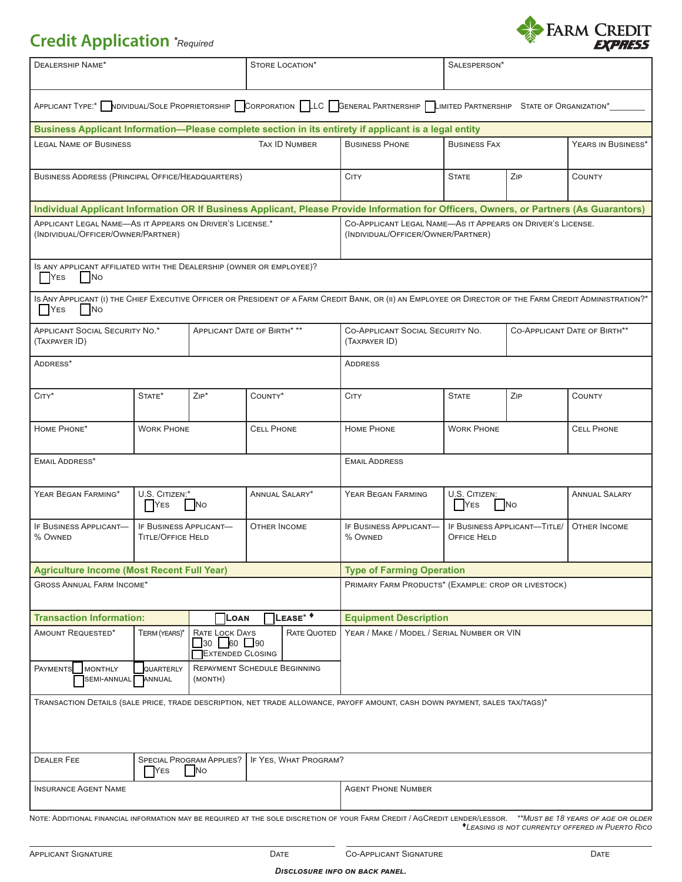# Credit Application *Required

FARM CREDIT EXPRESS

| | | |
|---|---|---|
| Dealership Name* | Store Location* | Salesperson* |

Applicant Type:* ☐ Individual/Sole Proprietorship ☐ Corporation ☐ LLC ☐ General Partnership ☐ Limited Partnership State of Organization*________

## Business Applicant Information—Please complete section in its entirety if applicant is a legal entity

| | | | | |
|---|---|---|---|---|
| Legal Name of Business / Tax ID Number | Business Phone | Business Fax | | Years in Business* |
| Business Address (Principal Office/Headquarters) | City | State | Zip | County |

## Individual Applicant Information OR If Business Applicant, Please Provide Information for Officers, Owners, or Partners (As Guarantors)

| | |
|---|---|
| Applicant Legal Name—As it appears on Driver's License.* (Individual/Officer/Owner/Partner) | Co-Applicant Legal Name—As it appears on Driver's License. (Individual/Officer/Owner/Partner) |

Is any applicant affiliated with the Dealership (owner or employee)?
☐ Yes ☐ No

Is Any Applicant (i) the Chief Executive Officer or President of a Farm Credit Bank, or (ii) an Employee or Director of the Farm Credit Administration?*
☐ Yes ☐ No

| | | | | | | | |
|---|---|---|---|---|---|---|---|
| Applicant Social Security No.* (Taxpayer ID) | | Applicant Date of Birth* ** | | Co-Applicant Social Security No. (Taxpayer ID) | | Co-Applicant Date of Birth** | |
| Address* | | | | Address | | | |
| City* | State* | Zip* | County* | City | State | Zip | County |
| Home Phone* | Work Phone | | Cell Phone | Home Phone | Work Phone | | Cell Phone |
| Email Address* | | | | Email Address | | | |
| Year Began Farming* | U.S. Citizen:* ☐ Yes ☐ No | | Annual Salary* | Year Began Farming | U.S. Citizen: ☐ Yes ☐ No | | Annual Salary |
| If Business Applicant—% Owned | If Business Applicant—Title/Office Held | | Other Income | If Business Applicant—% Owned | If Business Applicant—Title/Office Held | | Other Income |

| | |
|---|---|
| **Agriculture Income (Most Recent Full Year)** | **Type of Farming Operation** |
| Gross Annual Farm Income* | Primary Farm Products* (Example: crop or livestock) |

| | | | | |
|---|---|---|---|---|
| **Transaction Information:** | | ☐ Loan ☐ Lease* ♦ | | **Equipment Description** |
| Amount Requested* | Term (years)* | Rate Lock Days ☐ 30 ☐ 60 ☐ 90 ☐ Extended Closing | Rate Quoted | Year / Make / Model / Serial Number or VIN |
| Payments ☐ Monthly ☐ Semi-Annual | ☐ Quarterly ☐ Annual | Repayment Schedule Beginning (month) | | |

Transaction Details (sale price, trade description, net trade allowance, payoff amount, cash down payment, sales tax/tags)*

| | | |
|---|---|---|
| Dealer Fee | Special Program Applies? ☐ Yes ☐ No | If Yes, What Program? |
| Insurance Agent Name | | Agent Phone Number |

Note: Additional financial information may be required at the sole discretion of your Farm Credit / AgCredit lender/lessor. *\*\*Must be 18 years of age or older*
*♦Leasing is not currently offered in Puerto Rico*

Applicant Signature ____________________ Date ________ Co-Applicant Signature ____________________ Date ________

***Disclosure info on back panel.***